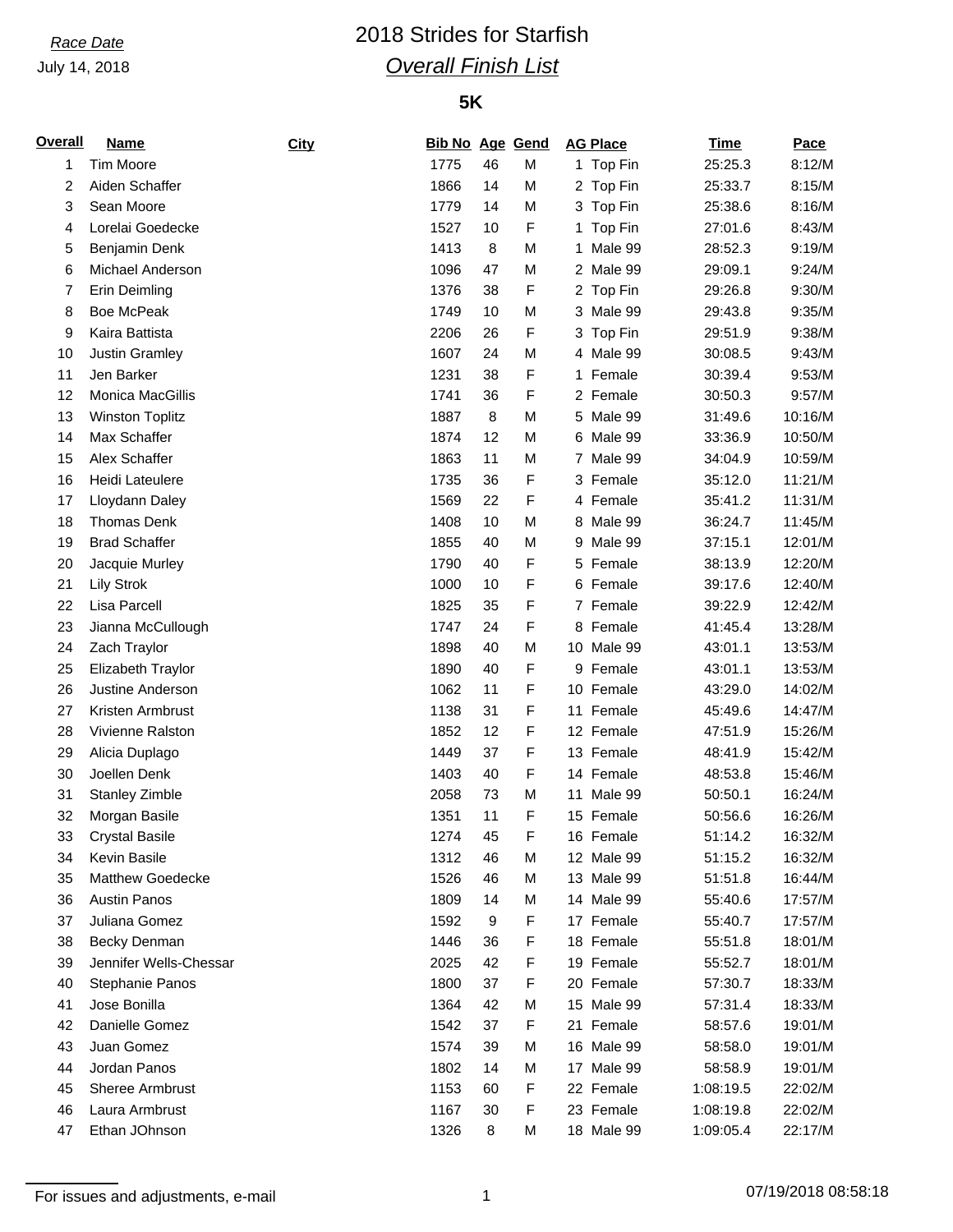*Race Date*

July 14, 2018

# 2018 Strides for Starfish

## *Overall Finish List*

### 5K

| Overall | Name | City | Bib No | Age | Gend | AG Place | Time | Pace |
|---|---|---|---|---|---|---|---|---|
| 1 | Tim Moore | | 1775 | 46 | M | 1 Top Fin | 25:25.3 | 8:12/M |
| 2 | Aiden Schaffer | | 1866 | 14 | M | 2 Top Fin | 25:33.7 | 8:15/M |
| 3 | Sean Moore | | 1779 | 14 | M | 3 Top Fin | 25:38.6 | 8:16/M |
| 4 | Lorelai Goedecke | | 1527 | 10 | F | 1 Top Fin | 27:01.6 | 8:43/M |
| 5 | Benjamin Denk | | 1413 | 8 | M | 1 Male 99 | 28:52.3 | 9:19/M |
| 6 | Michael Anderson | | 1096 | 47 | M | 2 Male 99 | 29:09.1 | 9:24/M |
| 7 | Erin Deimling | | 1376 | 38 | F | 2 Top Fin | 29:26.8 | 9:30/M |
| 8 | Boe McPeak | | 1749 | 10 | M | 3 Male 99 | 29:43.8 | 9:35/M |
| 9 | Kaira Battista | | 2206 | 26 | F | 3 Top Fin | 29:51.9 | 9:38/M |
| 10 | Justin Gramley | | 1607 | 24 | M | 4 Male 99 | 30:08.5 | 9:43/M |
| 11 | Jen Barker | | 1231 | 38 | F | 1 Female | 30:39.4 | 9:53/M |
| 12 | Monica MacGillis | | 1741 | 36 | F | 2 Female | 30:50.3 | 9:57/M |
| 13 | Winston Toplitz | | 1887 | 8 | M | 5 Male 99 | 31:49.6 | 10:16/M |
| 14 | Max Schaffer | | 1874 | 12 | M | 6 Male 99 | 33:36.9 | 10:50/M |
| 15 | Alex Schaffer | | 1863 | 11 | M | 7 Male 99 | 34:04.9 | 10:59/M |
| 16 | Heidi Lateulere | | 1735 | 36 | F | 3 Female | 35:12.0 | 11:21/M |
| 17 | Lloydann Daley | | 1569 | 22 | F | 4 Female | 35:41.2 | 11:31/M |
| 18 | Thomas Denk | | 1408 | 10 | M | 8 Male 99 | 36:24.7 | 11:45/M |
| 19 | Brad Schaffer | | 1855 | 40 | M | 9 Male 99 | 37:15.1 | 12:01/M |
| 20 | Jacquie Murley | | 1790 | 40 | F | 5 Female | 38:13.9 | 12:20/M |
| 21 | Lily Strok | | 1000 | 10 | F | 6 Female | 39:17.6 | 12:40/M |
| 22 | Lisa Parcell | | 1825 | 35 | F | 7 Female | 39:22.9 | 12:42/M |
| 23 | Jianna McCullough | | 1747 | 24 | F | 8 Female | 41:45.4 | 13:28/M |
| 24 | Zach Traylor | | 1898 | 40 | M | 10 Male 99 | 43:01.1 | 13:53/M |
| 25 | Elizabeth Traylor | | 1890 | 40 | F | 9 Female | 43:01.1 | 13:53/M |
| 26 | Justine Anderson | | 1062 | 11 | F | 10 Female | 43:29.0 | 14:02/M |
| 27 | Kristen Armbrust | | 1138 | 31 | F | 11 Female | 45:49.6 | 14:47/M |
| 28 | Vivienne Ralston | | 1852 | 12 | F | 12 Female | 47:51.9 | 15:26/M |
| 29 | Alicia Duplago | | 1449 | 37 | F | 13 Female | 48:41.9 | 15:42/M |
| 30 | Joellen Denk | | 1403 | 40 | F | 14 Female | 48:53.8 | 15:46/M |
| 31 | Stanley Zimble | | 2058 | 73 | M | 11 Male 99 | 50:50.1 | 16:24/M |
| 32 | Morgan Basile | | 1351 | 11 | F | 15 Female | 50:56.6 | 16:26/M |
| 33 | Crystal Basile | | 1274 | 45 | F | 16 Female | 51:14.2 | 16:32/M |
| 34 | Kevin Basile | | 1312 | 46 | M | 12 Male 99 | 51:15.2 | 16:32/M |
| 35 | Matthew Goedecke | | 1526 | 46 | M | 13 Male 99 | 51:51.8 | 16:44/M |
| 36 | Austin Panos | | 1809 | 14 | M | 14 Male 99 | 55:40.6 | 17:57/M |
| 37 | Juliana Gomez | | 1592 | 9 | F | 17 Female | 55:40.7 | 17:57/M |
| 38 | Becky Denman | | 1446 | 36 | F | 18 Female | 55:51.8 | 18:01/M |
| 39 | Jennifer Wells-Chessar | | 2025 | 42 | F | 19 Female | 55:52.7 | 18:01/M |
| 40 | Stephanie Panos | | 1800 | 37 | F | 20 Female | 57:30.7 | 18:33/M |
| 41 | Jose Bonilla | | 1364 | 42 | M | 15 Male 99 | 57:31.4 | 18:33/M |
| 42 | Danielle Gomez | | 1542 | 37 | F | 21 Female | 58:57.6 | 19:01/M |
| 43 | Juan Gomez | | 1574 | 39 | M | 16 Male 99 | 58:58.0 | 19:01/M |
| 44 | Jordan Panos | | 1802 | 14 | M | 17 Male 99 | 58:58.9 | 19:01/M |
| 45 | Sheree Armbrust | | 1153 | 60 | F | 22 Female | 1:08:19.5 | 22:02/M |
| 46 | Laura Armbrust | | 1167 | 30 | F | 23 Female | 1:08:19.8 | 22:02/M |
| 47 | Ethan JOhnson | | 1326 | 8 | M | 18 Male 99 | 1:09:05.4 | 22:17/M |

For issues and adjustments, e-mail

07/19/2018 08:58:18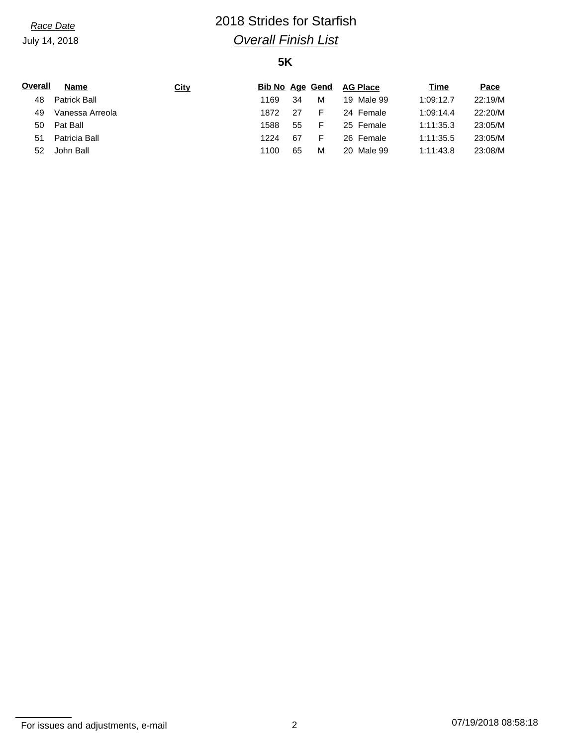*Race Date*

July 14, 2018

# 2018 Strides for Starfish

## *Overall Finish List*

### 5K

| Overall | Name | City | Bib No | Age | Gend | AG Place | Time | Pace |
|---|---|---|---|---|---|---|---|---|
| 48 | Patrick Ball | | 1169 | 34 | M | 19 Male 99 | 1:09:12.7 | 22:19/M |
| 49 | Vanessa Arreola | | 1872 | 27 | F | 24 Female | 1:09:14.4 | 22:20/M |
| 50 | Pat Ball | | 1588 | 55 | F | 25 Female | 1:11:35.3 | 23:05/M |
| 51 | Patricia Ball | | 1224 | 67 | F | 26 Female | 1:11:35.5 | 23:05/M |
| 52 | John Ball | | 1100 | 65 | M | 20 Male 99 | 1:11:43.8 | 23:08/M |

For issues and adjustments, e-mail

07/19/2018 08:58:18